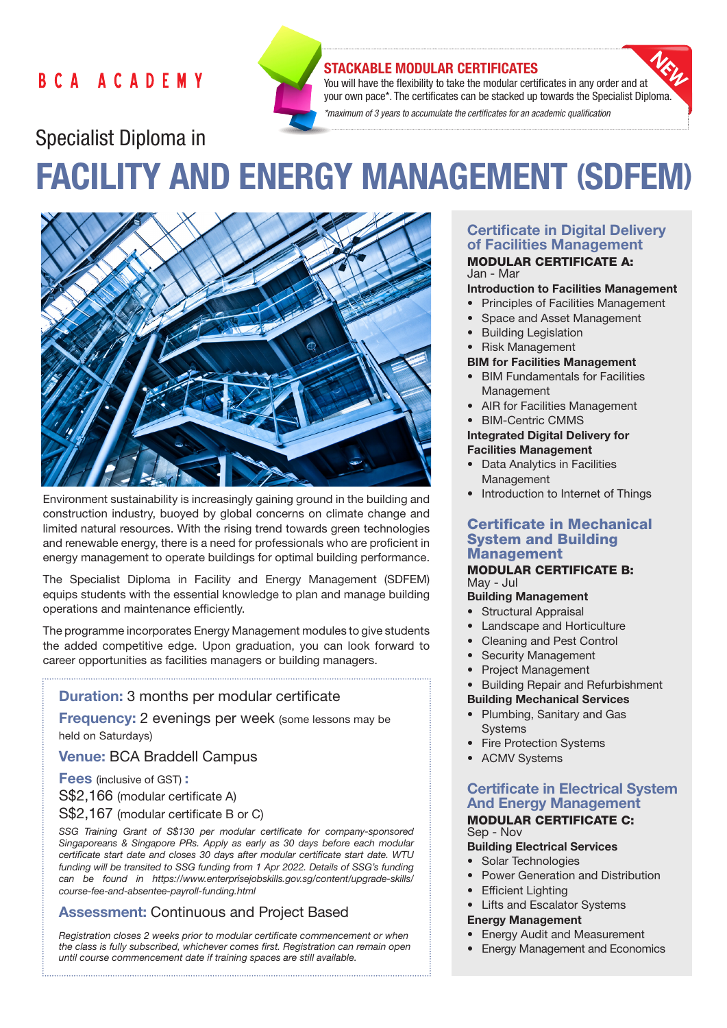BCA ACADEMY

**STACKABLE MODULAR CERTIFICATES**

You will have the flexibility to take the modular certificates in any order and at your own pace*. The certificates can be stacked up towards the Specialist Diploma.

*\*maximum of 3 years to accumulate the certificates for an academic qualification*

NEW

Specialist Diploma in

# FACILITY AND ENERGY MANAGEMENT (SDFEM)

Environment sustainability is increasingly gaining ground in the building and construction industry, buoyed by global concerns on climate change and limited natural resources. With the rising trend towards green technologies and renewable energy, there is a need for professionals who are proficient in energy management to operate buildings for optimal building performance.

The Specialist Diploma in Facility and Energy Management (SDFEM) equips students with the essential knowledge to plan and manage building operations and maintenance efficiently.

The programme incorporates Energy Management modules to give students the added competitive edge. Upon graduation, you can look forward to career opportunities as facilities managers or building managers.

**Duration:** 3 months per modular certificate

**Frequency:** 2 evenings per week (some lessons may be held on Saturdays)

**Venue:** BCA Braddell Campus

**Fees** (inclusive of GST) **:**

S$2,166 (modular certificate A)

S$2,167 (modular certificate B or C)

*SSG Training Grant of S$130 per modular certificate for company-sponsored Singaporeans & Singapore PRs. Apply as early as 30 days before each modular certificate start date and closes 30 days after modular certificate start date. WTU funding will be transited to SSG funding from 1 Apr 2022. Details of SSG's funding can be found in https://www.enterprisejobskills.gov.sg/content/upgrade-skills/course-fee-and-absentee-payroll-funding.html*

**Assessment:** Continuous and Project Based

*Registration closes 2 weeks prior to modular certificate commencement or when the class is fully subscribed, whichever comes first. Registration can remain open until course commencement date if training spaces are still available.*

## Certificate in Digital Delivery of Facilities Management

**MODULAR CERTIFICATE A:**
Jan - Mar

**Introduction to Facilities Management**
- Principles of Facilities Management
- Space and Asset Management
- Building Legislation
- Risk Management

**BIM for Facilities Management**
- BIM Fundamentals for Facilities Management
- AIR for Facilities Management
- BIM-Centric CMMS

**Integrated Digital Delivery for Facilities Management**
- Data Analytics in Facilities Management
- Introduction to Internet of Things

## Certificate in Mechanical System and Building Management

**MODULAR CERTIFICATE B:**
May - Jul

**Building Management**
- Structural Appraisal
- Landscape and Horticulture
- Cleaning and Pest Control
- Security Management
- Project Management
- Building Repair and Refurbishment

**Building Mechanical Services**
- Plumbing, Sanitary and Gas Systems
- Fire Protection Systems
- ACMV Systems

## Certificate in Electrical System And Energy Management

**MODULAR CERTIFICATE C:**
Sep - Nov

**Building Electrical Services**
- Solar Technologies
- Power Generation and Distribution
- Efficient Lighting
- Lifts and Escalator Systems

**Energy Management**
- Energy Audit and Measurement
- Energy Management and Economics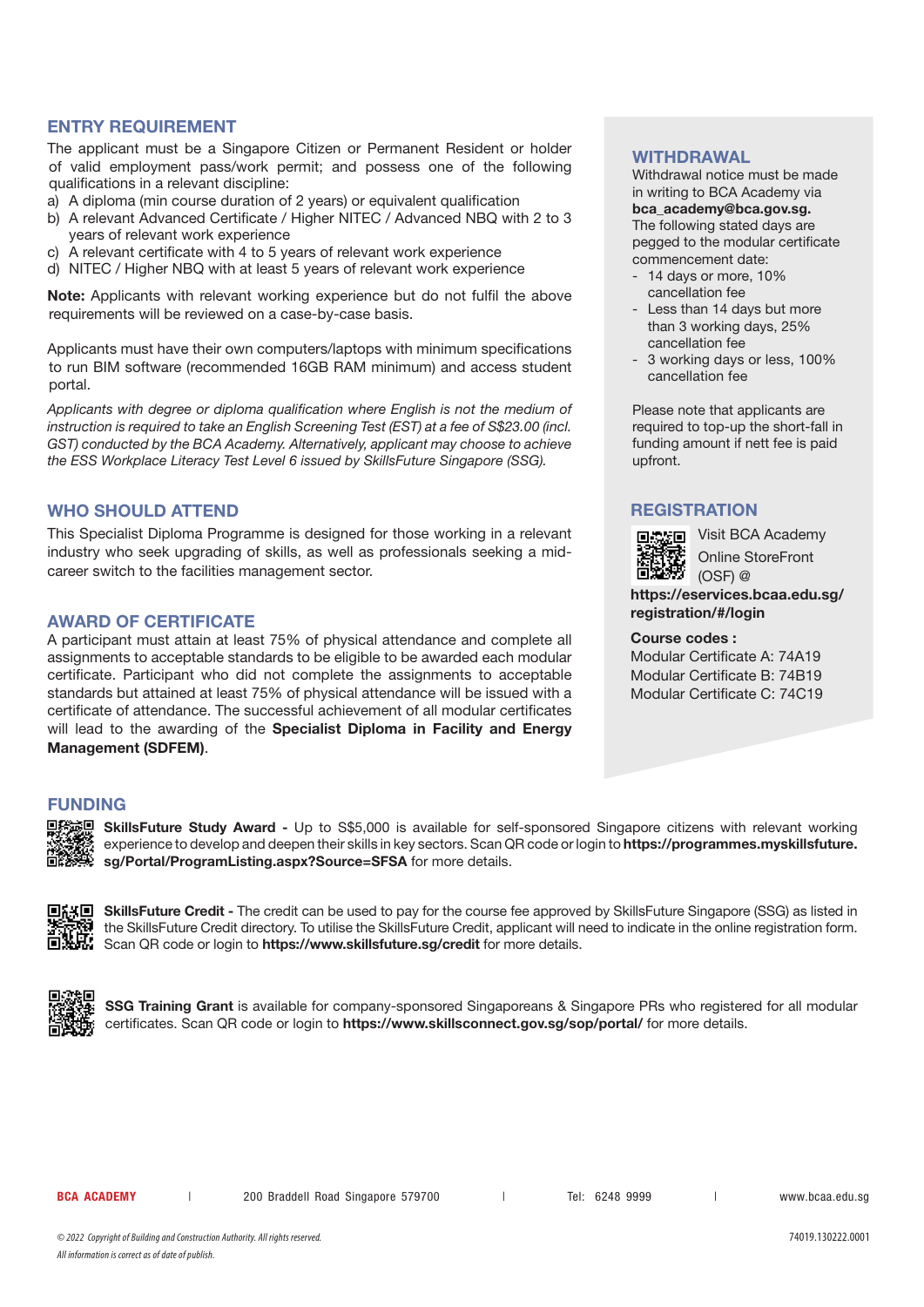## ENTRY REQUIREMENT

The applicant must be a Singapore Citizen or Permanent Resident or holder of valid employment pass/work permit; and possess one of the following qualifications in a relevant discipline:

a) A diploma (min course duration of 2 years) or equivalent qualification
b) A relevant Advanced Certificate / Higher NITEC / Advanced NBQ with 2 to 3 years of relevant work experience
c) A relevant certificate with 4 to 5 years of relevant work experience
d) NITEC / Higher NBQ with at least 5 years of relevant work experience

**Note:** Applicants with relevant working experience but do not fulfil the above requirements will be reviewed on a case-by-case basis.

Applicants must have their own computers/laptops with minimum specifications to run BIM software (recommended 16GB RAM minimum) and access student portal.

*Applicants with degree or diploma qualification where English is not the medium of instruction is required to take an English Screening Test (EST) at a fee of S$23.00 (incl. GST) conducted by the BCA Academy. Alternatively, applicant may choose to achieve the ESS Workplace Literacy Test Level 6 issued by SkillsFuture Singapore (SSG).*

## WHO SHOULD ATTEND

This Specialist Diploma Programme is designed for those working in a relevant industry who seek upgrading of skills, as well as professionals seeking a mid-career switch to the facilities management sector.

## AWARD OF CERTIFICATE

A participant must attain at least 75% of physical attendance and complete all assignments to acceptable standards to be eligible to be awarded each modular certificate. Participant who did not complete the assignments to acceptable standards but attained at least 75% of physical attendance will be issued with a certificate of attendance. The successful achievement of all modular certificates will lead to the awarding of the **Specialist Diploma in Facility and Energy Management (SDFEM)**.

## WITHDRAWAL

Withdrawal notice must be made in writing to BCA Academy via **bca_academy@bca.gov.sg.** The following stated days are pegged to the modular certificate commencement date:

- 14 days or more, 10% cancellation fee
- Less than 14 days but more than 3 working days, 25% cancellation fee
- 3 working days or less, 100% cancellation fee

Please note that applicants are required to top-up the short-fall in funding amount if nett fee is paid upfront.

## REGISTRATION

Visit BCA Academy Online StoreFront (OSF) @ **https://eservices.bcaa.edu.sg/registration/#/login**

**Course codes :**
Modular Certificate A: 74A19
Modular Certificate B: 74B19
Modular Certificate C: 74C19

## FUNDING

**SkillsFuture Study Award -** Up to S$5,000 is available for self-sponsored Singapore citizens with relevant working experience to develop and deepen their skills in key sectors. Scan QR code or login to **https://programmes.myskillsfuture.sg/Portal/ProgramListing.aspx?Source=SFSA** for more details.

**SkillsFuture Credit -** The credit can be used to pay for the course fee approved by SkillsFuture Singapore (SSG) as listed in the SkillsFuture Credit directory. To utilise the SkillsFuture Credit, applicant will need to indicate in the online registration form. Scan QR code or login to **https://www.skillsfuture.sg/credit** for more details.

**SSG Training Grant** is available for company-sponsored Singaporeans & Singapore PRs who registered for all modular certificates. Scan QR code or login to **https://www.skillsconnect.gov.sg/sop/portal/** for more details.

**BCA ACADEMY** | 200 Braddell Road Singapore 579700 | Tel: 6248 9999 | www.bcaa.edu.sg

*© 2022 Copyright of Building and Construction Authority. All rights reserved.*
*All information is correct as of date of publish.*

74019.130222.0001